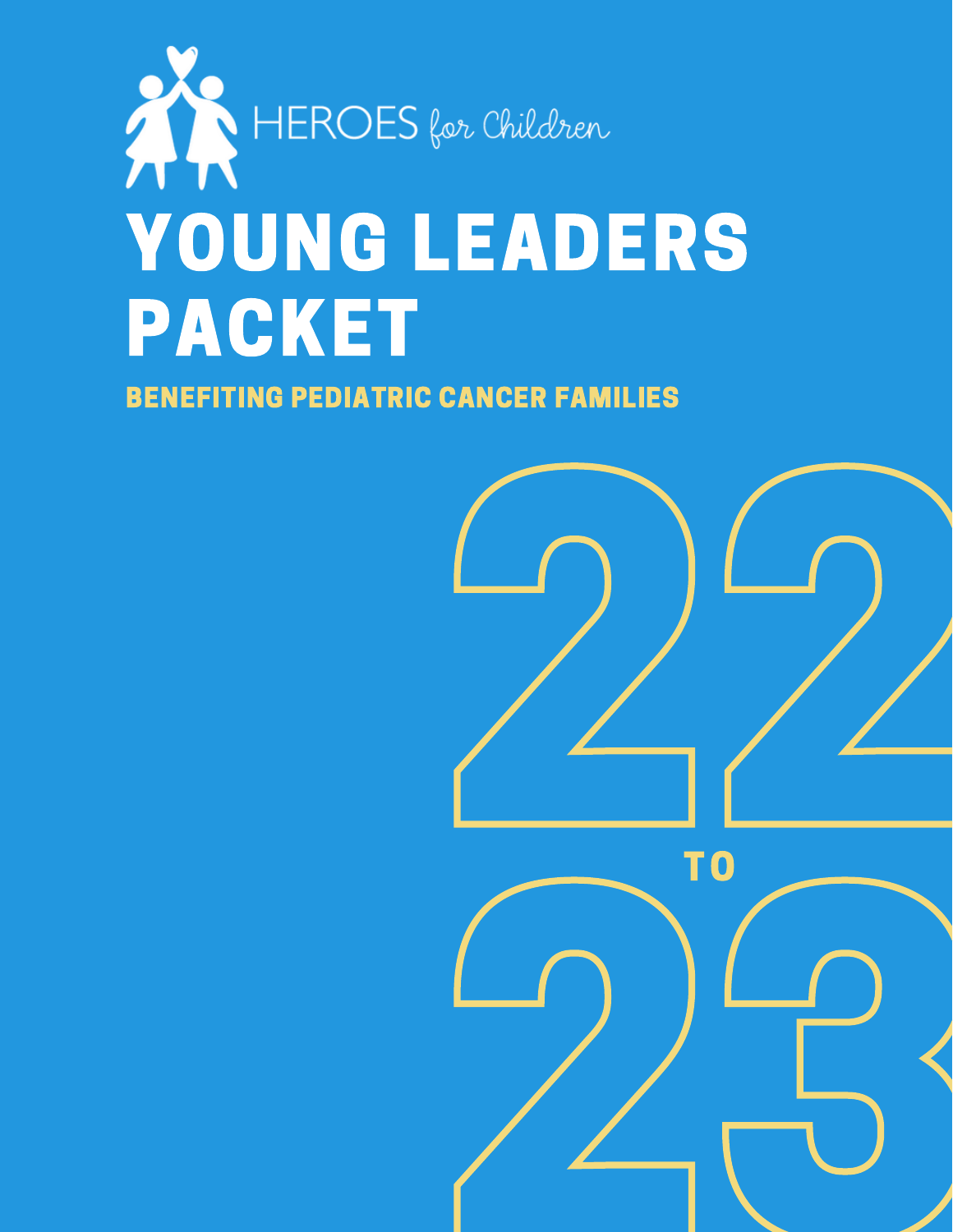HEROES *for Children*

# YOUNG LEADERS PACKET

**BENEFITING PEDIATRIC CANCER FAMILIES**

22 TO 23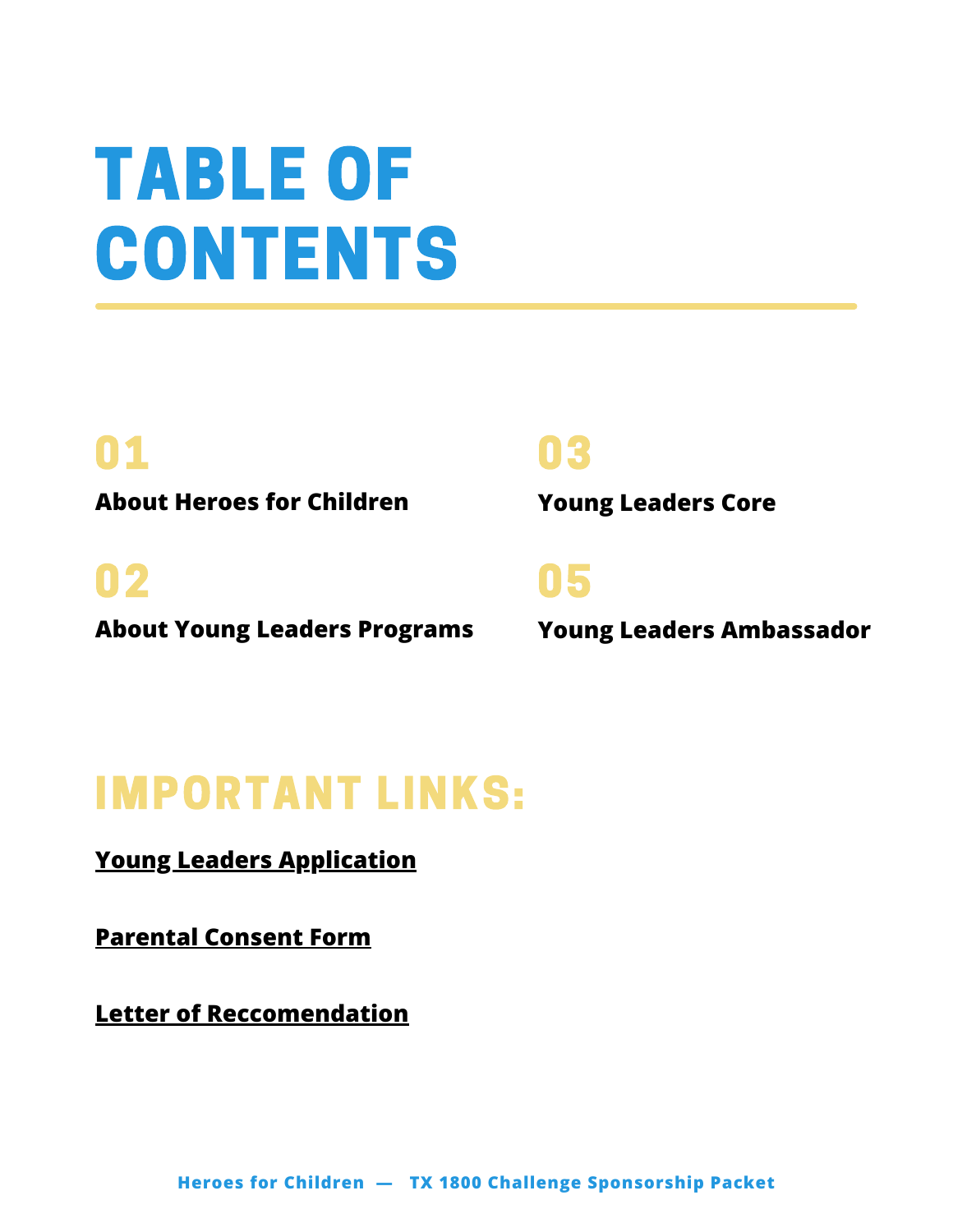# TABLE OF CONTENTS

**01**
**About Heroes for Children**

**02**
**About Young Leaders Programs**

**03**
**Young Leaders Core**

**05**
**Young Leaders Ambassador**

## IMPORTANT LINKS:

**Young Leaders Application**

**Parental Consent Form**

**Letter of Reccomendation**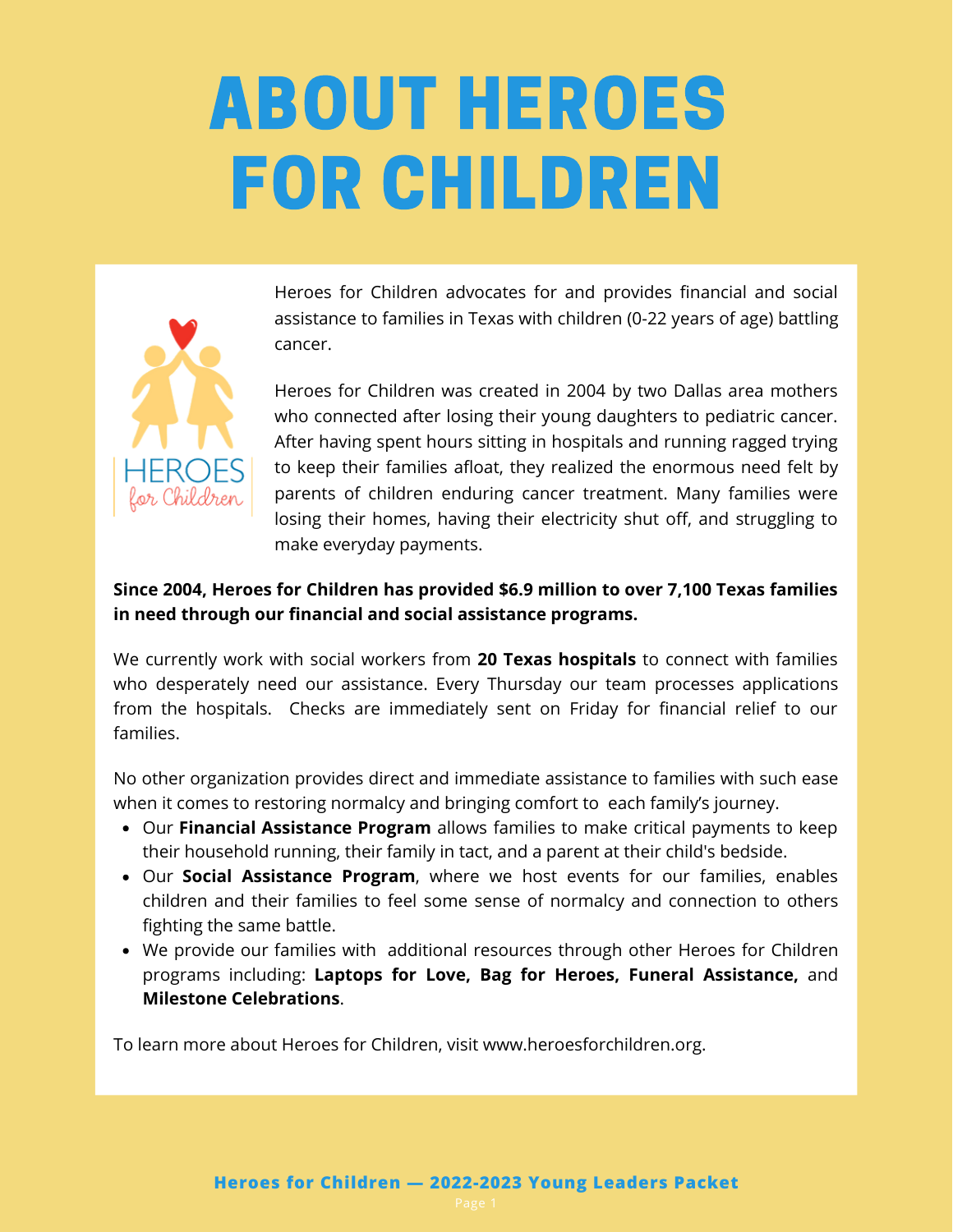# ABOUT HEROES FOR CHILDREN

Heroes for Children advocates for and provides financial and social assistance to families in Texas with children (0-22 years of age) battling cancer.

Heroes for Children was created in 2004 by two Dallas area mothers who connected after losing their young daughters to pediatric cancer. After having spent hours sitting in hospitals and running ragged trying to keep their families afloat, they realized the enormous need felt by parents of children enduring cancer treatment. Many families were losing their homes, having their electricity shut off, and struggling to make everyday payments.

**Since 2004, Heroes for Children has provided $6.9 million to over 7,100 Texas families in need through our financial and social assistance programs.**

We currently work with social workers from **20 Texas hospitals** to connect with families who desperately need our assistance. Every Thursday our team processes applications from the hospitals. Checks are immediately sent on Friday for financial relief to our families.

No other organization provides direct and immediate assistance to families with such ease when it comes to restoring normalcy and bringing comfort to each family's journey.

- Our **Financial Assistance Program** allows families to make critical payments to keep their household running, their family in tact, and a parent at their child's bedside.
- Our **Social Assistance Program**, where we host events for our families, enables children and their families to feel some sense of normalcy and connection to others fighting the same battle.
- We provide our families with additional resources through other Heroes for Children programs including: **Laptops for Love, Bag for Heroes, Funeral Assistance,** and **Milestone Celebrations**.

To learn more about Heroes for Children, visit www.heroesforchildren.org.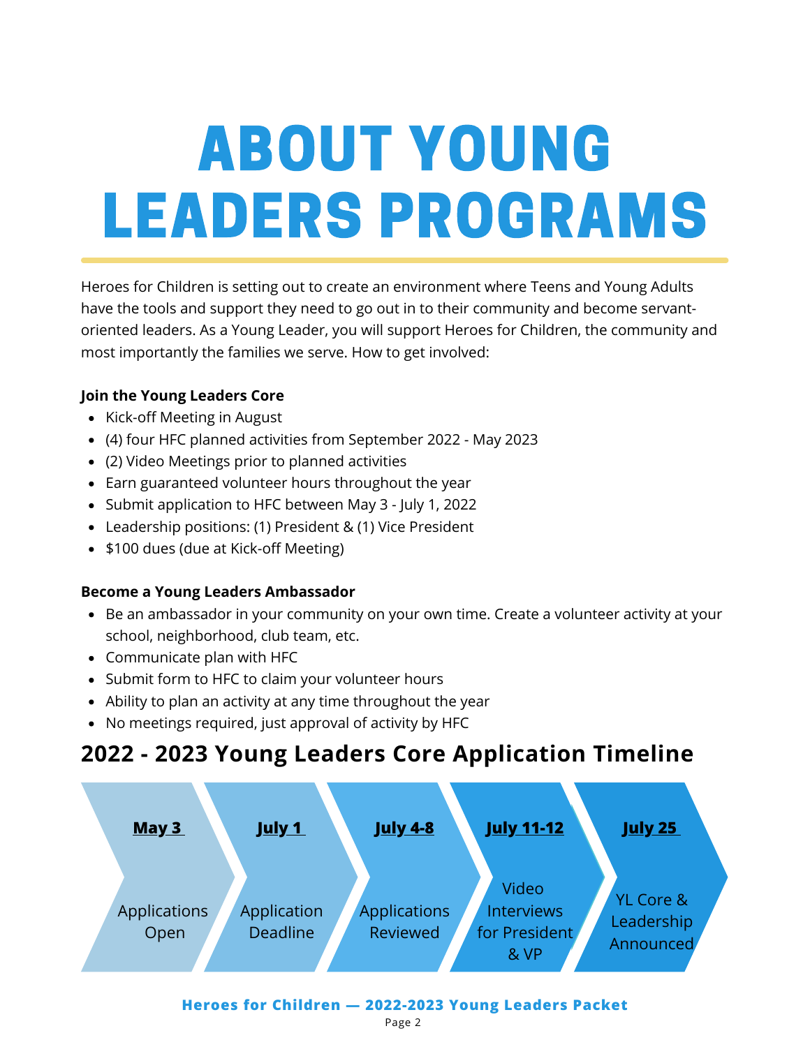# ABOUT YOUNG LEADERS PROGRAMS

Heroes for Children is setting out to create an environment where Teens and Young Adults have the tools and support they need to go out in to their community and become servant-oriented leaders. As a Young Leader, you will support Heroes for Children, the community and most importantly the families we serve. How to get involved:

**Join the Young Leaders Core**

- Kick-off Meeting in August
- (4) four HFC planned activities from September 2022 - May 2023
- (2) Video Meetings prior to planned activities
- Earn guaranteed volunteer hours throughout the year
- Submit application to HFC between May 3 - July 1, 2022
- Leadership positions: (1) President & (1) Vice President
- $100 dues (due at Kick-off Meeting)

**Become a Young Leaders Ambassador**

- Be an ambassador in your community on your own time. Create a volunteer activity at your school, neighborhood, club team, etc.
- Communicate plan with HFC
- Submit form to HFC to claim your volunteer hours
- Ability to plan an activity at any time throughout the year
- No meetings required, just approval of activity by HFC

## 2022 - 2023 Young Leaders Core Application Timeline

- **May 3** — Applications Open
- **July 1** — Application Deadline
- **July 4-8** — Applications Reviewed
- **July 11-12** — Video Interviews for President & VP
- **July 25** — YL Core & Leadership Announced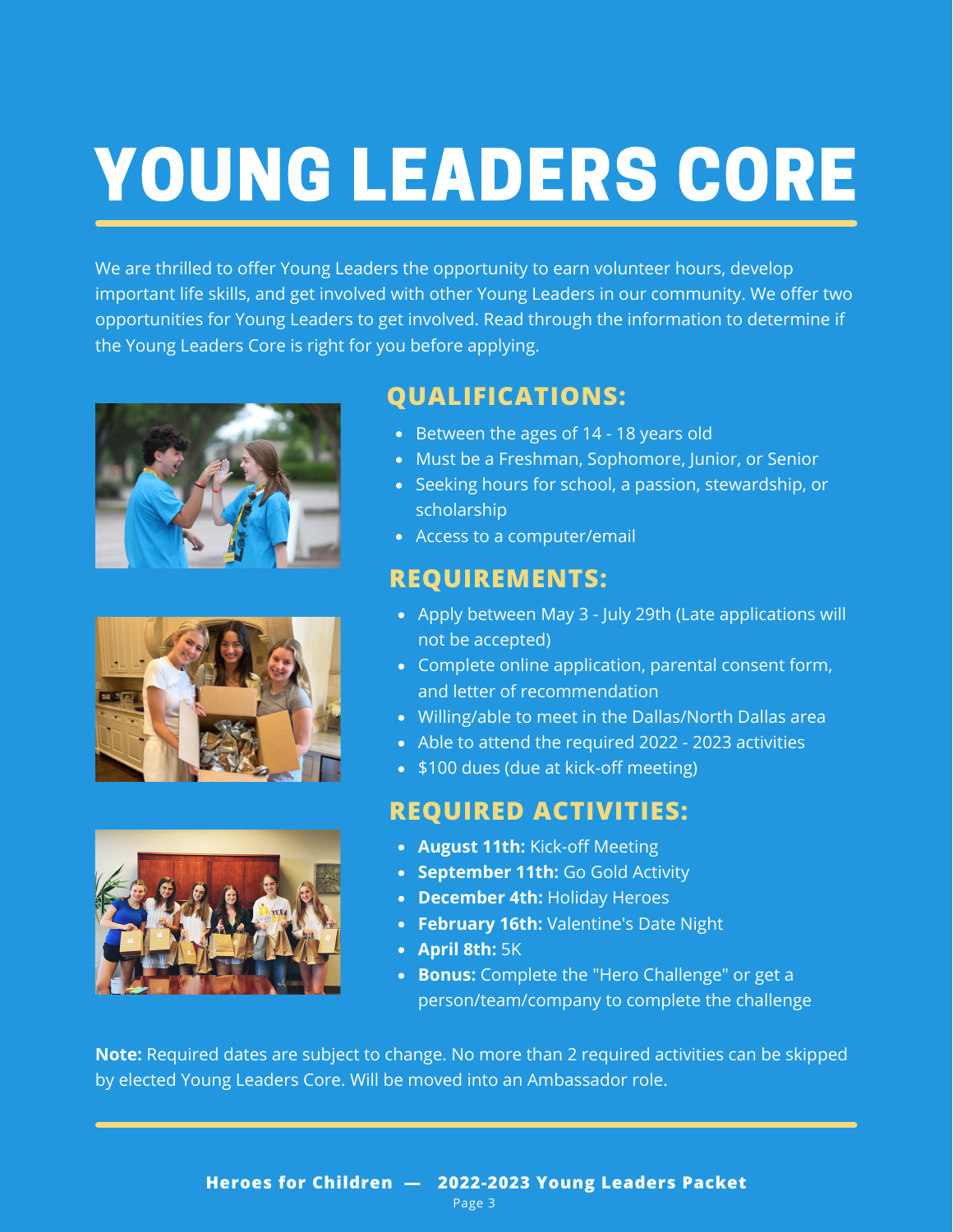# YOUNG LEADERS CORE

We are thrilled to offer Young Leaders the opportunity to earn volunteer hours, develop important life skills, and get involved with other Young Leaders in our community. We offer two opportunities for Young Leaders to get involved. Read through the information to determine if the Young Leaders Core is right for you before applying.

## QUALIFICATIONS:

- Between the ages of 14 - 18 years old
- Must be a Freshman, Sophomore, Junior, or Senior
- Seeking hours for school, a passion, stewardship, or scholarship
- Access to a computer/email

## REQUIREMENTS:

- Apply between May 3 - July 29th (Late applications will not be accepted)
- Complete online application, parental consent form, and letter of recommendation
- Willing/able to meet in the Dallas/North Dallas area
- Able to attend the required 2022 - 2023 activities
- $100 dues (due at kick-off meeting)

## REQUIRED ACTIVITIES:

- **August 11th:** Kick-off Meeting
- **September 11th:** Go Gold Activity
- **December 4th:** Holiday Heroes
- **February 16th:** Valentine's Date Night
- **April 8th:** 5K
- **Bonus:** Complete the "Hero Challenge" or get a person/team/company to complete the challenge

**Note:** Required dates are subject to change. No more than 2 required activities can be skipped by elected Young Leaders Core. Will be moved into an Ambassador role.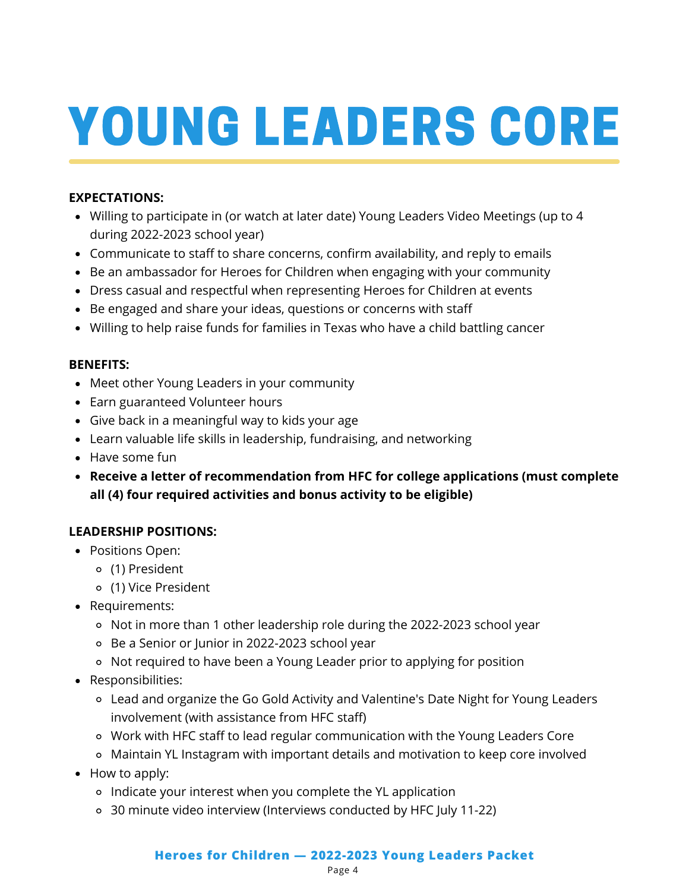# YOUNG LEADERS CORE

**EXPECTATIONS:**

- Willing to participate in (or watch at later date) Young Leaders Video Meetings (up to 4 during 2022-2023 school year)
- Communicate to staff to share concerns, confirm availability, and reply to emails
- Be an ambassador for Heroes for Children when engaging with your community
- Dress casual and respectful when representing Heroes for Children at events
- Be engaged and share your ideas, questions or concerns with staff
- Willing to help raise funds for families in Texas who have a child battling cancer

**BENEFITS:**

- Meet other Young Leaders in your community
- Earn guaranteed Volunteer hours
- Give back in a meaningful way to kids your age
- Learn valuable life skills in leadership, fundraising, and networking
- Have some fun
- **Receive a letter of recommendation from HFC for college applications (must complete all (4) four required activities and bonus activity to be eligible)**

**LEADERSHIP POSITIONS:**

- Positions Open:
  - (1) President
  - (1) Vice President
- Requirements:
  - Not in more than 1 other leadership role during the 2022-2023 school year
  - Be a Senior or Junior in 2022-2023 school year
  - Not required to have been a Young Leader prior to applying for position
- Responsibilities:
  - Lead and organize the Go Gold Activity and Valentine's Date Night for Young Leaders involvement (with assistance from HFC staff)
  - Work with HFC staff to lead regular communication with the Young Leaders Core
  - Maintain YL Instagram with important details and motivation to keep core involved
- How to apply:
  - Indicate your interest when you complete the YL application
  - 30 minute video interview (Interviews conducted by HFC July 11-22)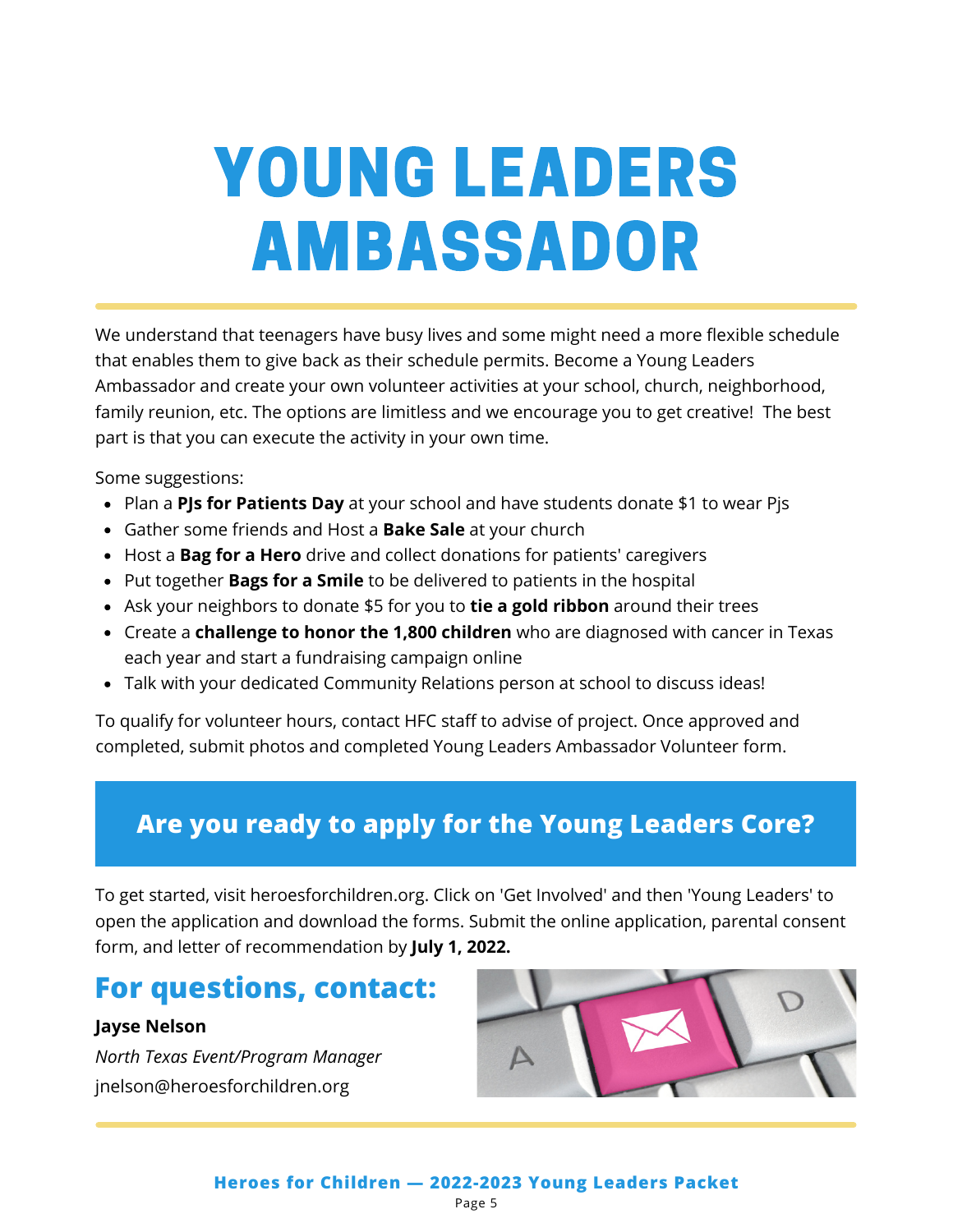# YOUNG LEADERS AMBASSADOR

We understand that teenagers have busy lives and some might need a more flexible schedule that enables them to give back as their schedule permits. Become a Young Leaders Ambassador and create your own volunteer activities at your school, church, neighborhood, family reunion, etc. The options are limitless and we encourage you to get creative! The best part is that you can execute the activity in your own time.

Some suggestions:

- Plan a **PJs for Patients Day** at your school and have students donate $1 to wear Pjs
- Gather some friends and Host a **Bake Sale** at your church
- Host a **Bag for a Hero** drive and collect donations for patients' caregivers
- Put together **Bags for a Smile** to be delivered to patients in the hospital
- Ask your neighbors to donate $5 for you to **tie a gold ribbon** around their trees
- Create a **challenge to honor the 1,800 children** who are diagnosed with cancer in Texas each year and start a fundraising campaign online
- Talk with your dedicated Community Relations person at school to discuss ideas!

To qualify for volunteer hours, contact HFC staff to advise of project. Once approved and completed, submit photos and completed Young Leaders Ambassador Volunteer form.

## Are you ready to apply for the Young Leaders Core?

To get started, visit heroesforchildren.org. Click on 'Get Involved' and then 'Young Leaders' to open the application and download the forms. Submit the online application, parental consent form, and letter of recommendation by **July 1, 2022.**

## For questions, contact:

**Jayse Nelson**
*North Texas Event/Program Manager*
jnelson@heroesforchildren.org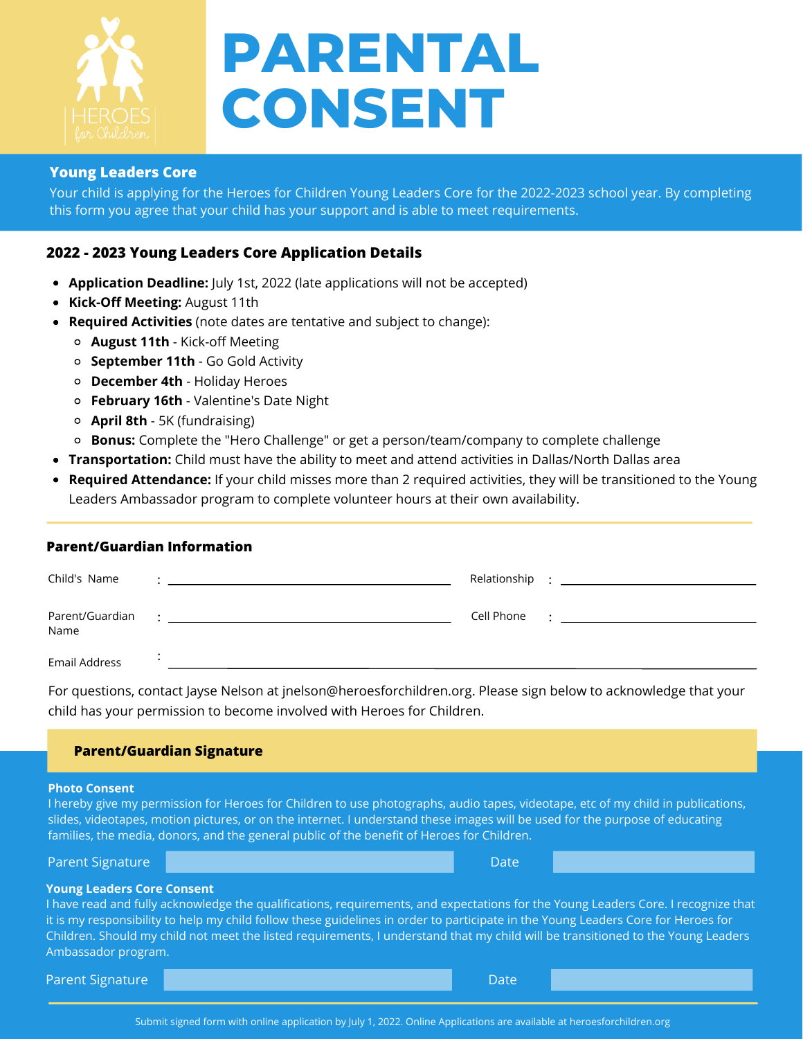HEROES for Children

# PARENTAL CONSENT

## Young Leaders Core

Your child is applying for the Heroes for Children Young Leaders Core for the 2022-2023 school year. By completing this form you agree that your child has your support and is able to meet requirements.

### 2022 - 2023 Young Leaders Core Application Details

- **Application Deadline:** July 1st, 2022 (late applications will not be accepted)
- **Kick-Off Meeting:** August 11th
- **Required Activities** (note dates are tentative and subject to change):
  - **August 11th** - Kick-off Meeting
  - **September 11th** - Go Gold Activity
  - **December 4th** - Holiday Heroes
  - **February 16th** - Valentine's Date Night
  - **April 8th** - 5K (fundraising)
  - **Bonus:** Complete the "Hero Challenge" or get a person/team/company to complete challenge
- **Transportation:** Child must have the ability to meet and attend activities in Dallas/North Dallas area
- **Required Attendance:** If your child misses more than 2 required activities, they will be transitioned to the Young Leaders Ambassador program to complete volunteer hours at their own availability.

### Parent/Guardian Information

Child's Name : ______________________ Relationship : ______________________

Parent/Guardian Name : ______________________ Cell Phone : ______________________

Email Address : ______________________

For questions, contact Jayse Nelson at jnelson@heroesforchildren.org. Please sign below to acknowledge that your child has your permission to become involved with Heroes for Children.

### Parent/Guardian Signature

**Photo Consent**

I hereby give my permission for Heroes for Children to use photographs, audio tapes, videotape, etc of my child in publications, slides, videotapes, motion pictures, or on the internet. I understand these images will be used for the purpose of educating families, the media, donors, and the general public of the benefit of Heroes for Children.

Parent Signature ______________________ Date ______________________

**Young Leaders Core Consent**

I have read and fully acknowledge the qualifications, requirements, and expectations for the Young Leaders Core. I recognize that it is my responsibility to help my child follow these guidelines in order to participate in the Young Leaders Core for Heroes for Children. Should my child not meet the listed requirements, I understand that my child will be transitioned to the Young Leaders Ambassador program.

Parent Signature ______________________ Date ______________________

Submit signed form with online application by July 1, 2022. Online Applications are available at heroesforchildren.org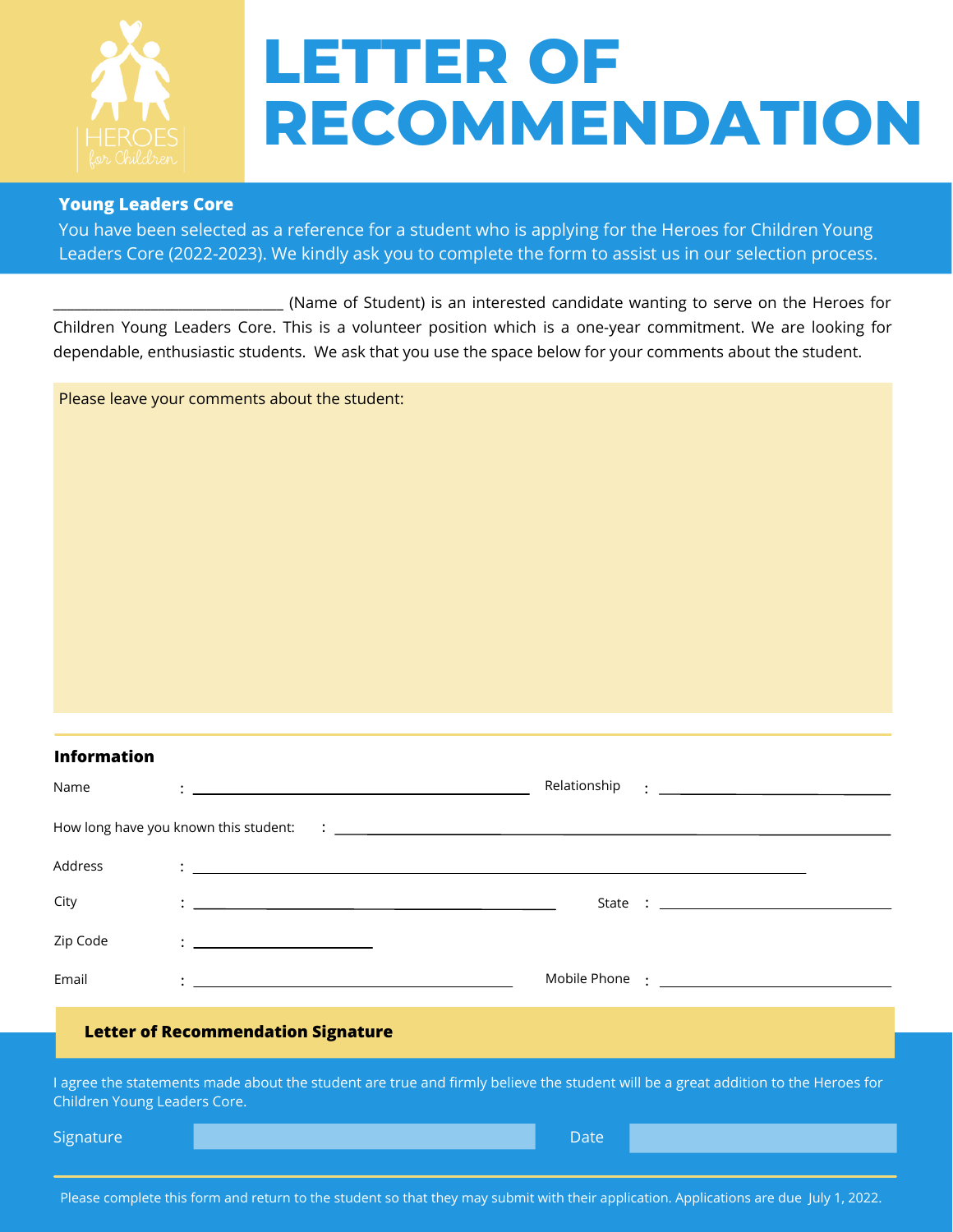HEROES for Children

# LETTER OF RECOMMENDATION

**Young Leaders Core**

You have been selected as a reference for a student who is applying for the Heroes for Children Young Leaders Core (2022-2023). We kindly ask you to complete the form to assist us in our selection process.

______________________________ (Name of Student) is an interested candidate wanting to serve on the Heroes for Children Young Leaders Core. This is a volunteer position which is a one-year commitment. We are looking for dependable, enthusiastic students. We ask that you use the space below for your comments about the student.

Please leave your comments about the student:

**Information**

Name : ______________________________ Relationship : ____________________

How long have you known this student: : ______________________________

Address : ______________________________

City : ______________________________ State : ____________________

Zip Code : ____________________

Email : ______________________________ Mobile Phone : ____________________

**Letter of Recommendation Signature**

I agree the statements made about the student are true and firmly believe the student will be a great addition to the Heroes for Children Young Leaders Core.

Signature ______________________________ Date ____________________

Please complete this form and return to the student so that they may submit with their application. Applications are due July 1, 2022.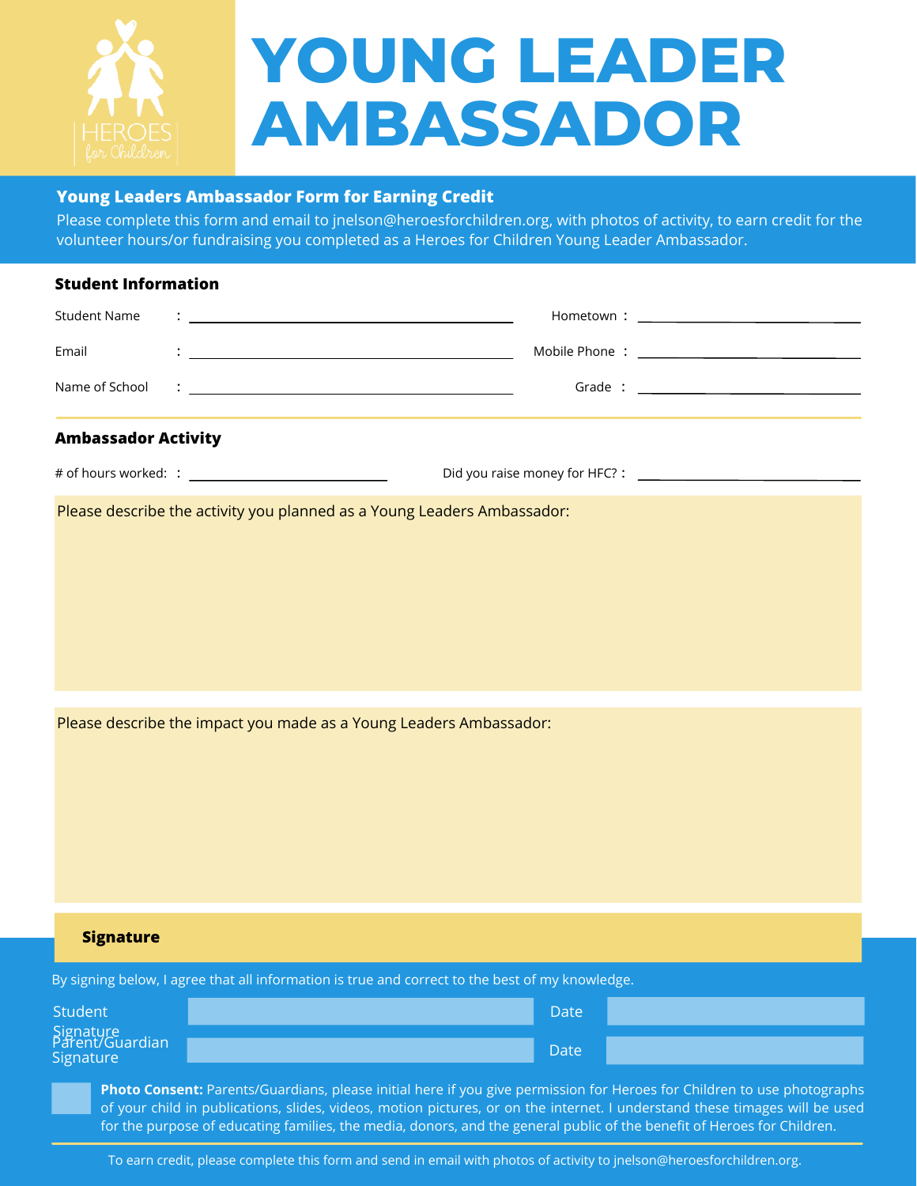HEROES for Children

# YOUNG LEADER AMBASSADOR

**Young Leaders Ambassador Form for Earning Credit**

Please complete this form and email to jnelson@heroesforchildren.org, with photos of activity, to earn credit for the volunteer hours/or fundraising you completed as a Heroes for Children Young Leader Ambassador.

### Student Information

Student Name : ______________________ Hometown : ______________________

Email : ______________________ Mobile Phone : ______________________

Name of School : ______________________ Grade : ______________________

### Ambassador Activity

# of hours worked: : ______________________ Did you raise money for HFC? : ______________________

Please describe the activity you planned as a Young Leaders Ambassador:

Please describe the impact you made as a Young Leaders Ambassador:

### Signature

By signing below, I agree that all information is true and correct to the best of my knowledge.

Student Signature ______________________ Date ______________________

Parent/Guardian Signature ______________________ Date ______________________

**Photo Consent:** Parents/Guardians, please initial here if you give permission for Heroes for Children to use photographs of your child in publications, slides, videos, motion pictures, or on the internet. I understand these timages will be used for the purpose of educating families, the media, donors, and the general public of the benefit of Heroes for Children.

To earn credit, please complete this form and send in email with photos of activity to jnelson@heroesforchildren.org.